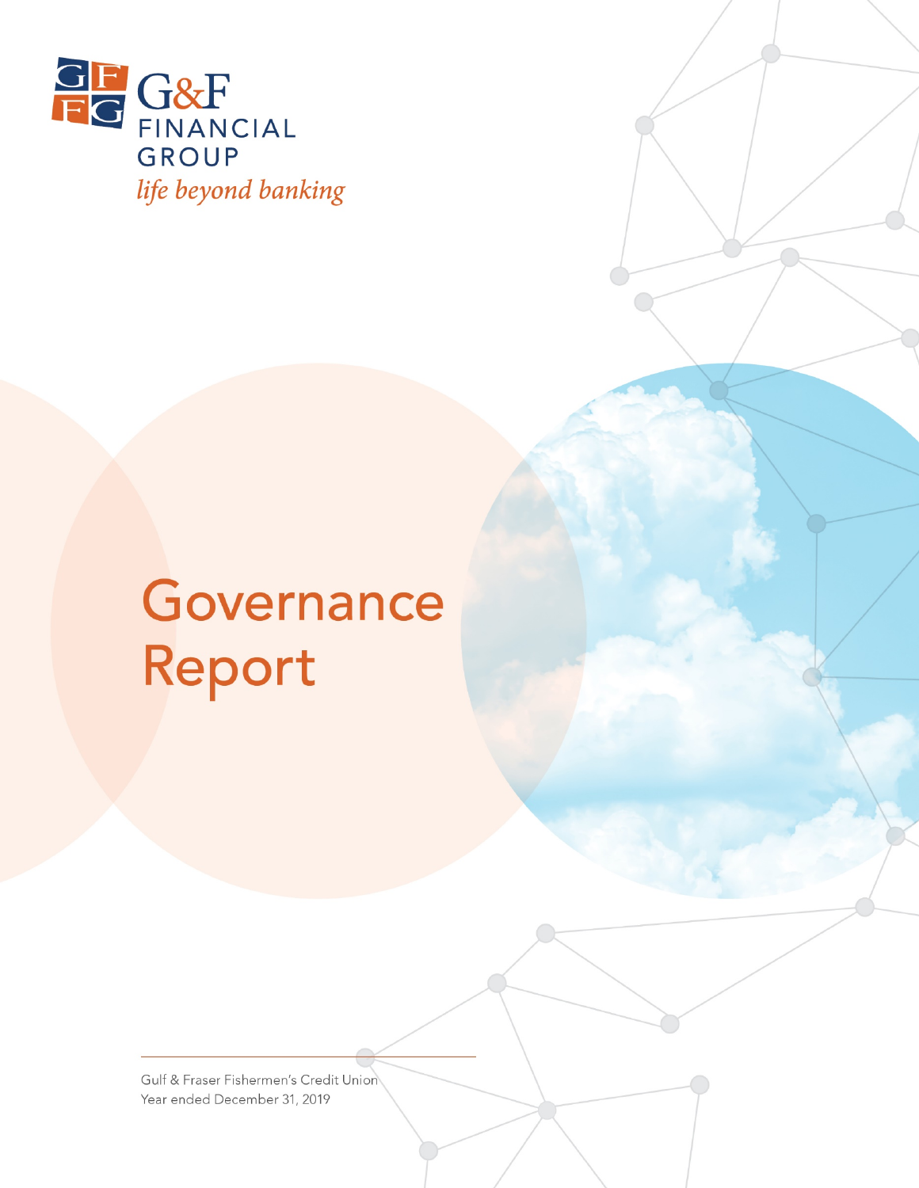G&F FINANCIAL GROUP

*life beyond banking*

# Governance Report

Gulf & Fraser Fishermen's Credit Union
Year ended December 31, 2019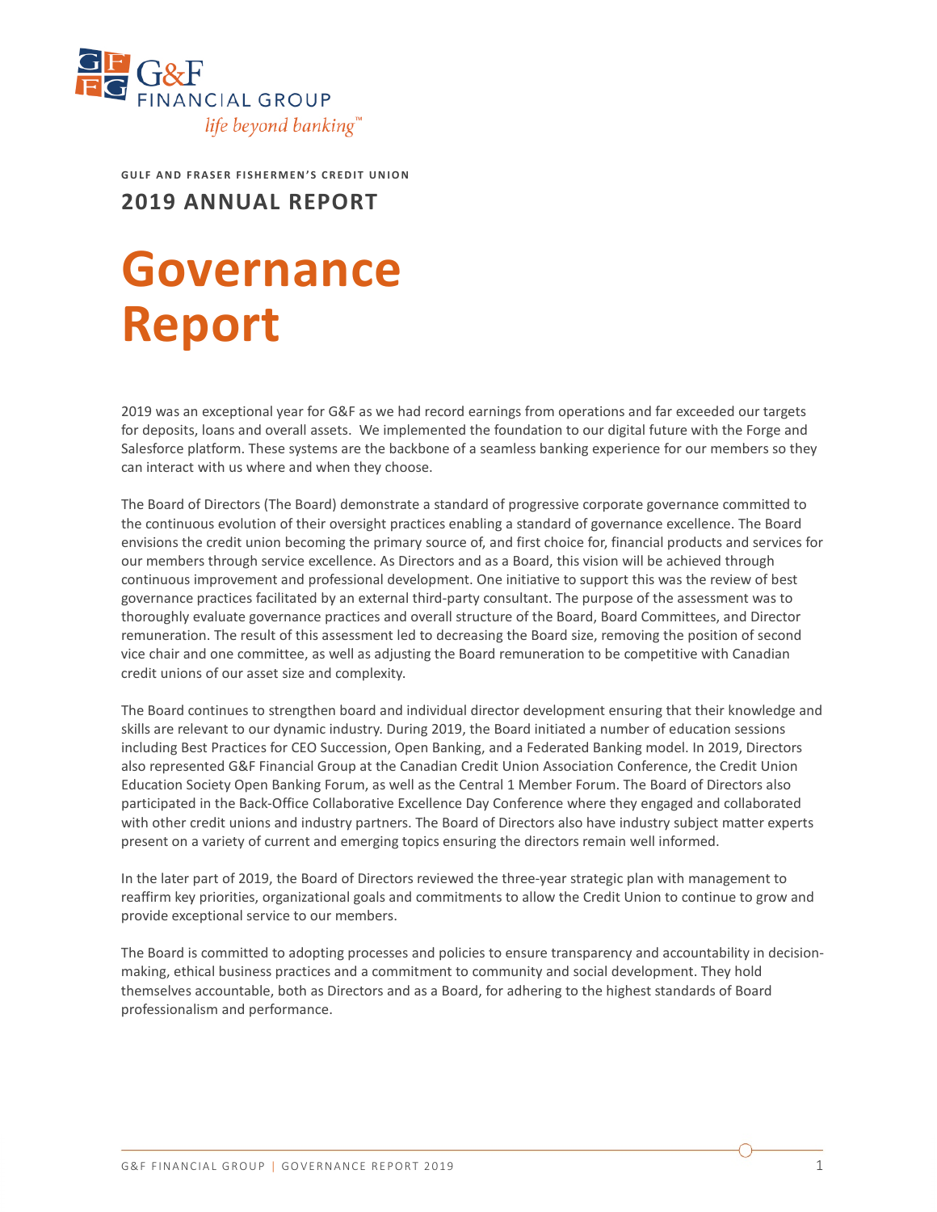GULF AND FRASER FISHERMEN'S CREDIT UNION

## 2019 ANNUAL REPORT

# Governance Report

2019 was an exceptional year for G&F as we had record earnings from operations and far exceeded our targets for deposits, loans and overall assets. We implemented the foundation to our digital future with the Forge and Salesforce platform. These systems are the backbone of a seamless banking experience for our members so they can interact with us where and when they choose.

The Board of Directors (The Board) demonstrate a standard of progressive corporate governance committed to the continuous evolution of their oversight practices enabling a standard of governance excellence. The Board envisions the credit union becoming the primary source of, and first choice for, financial products and services for our members through service excellence. As Directors and as a Board, this vision will be achieved through continuous improvement and professional development. One initiative to support this was the review of best governance practices facilitated by an external third-party consultant. The purpose of the assessment was to thoroughly evaluate governance practices and overall structure of the Board, Board Committees, and Director remuneration. The result of this assessment led to decreasing the Board size, removing the position of second vice chair and one committee, as well as adjusting the Board remuneration to be competitive with Canadian credit unions of our asset size and complexity.

The Board continues to strengthen board and individual director development ensuring that their knowledge and skills are relevant to our dynamic industry. During 2019, the Board initiated a number of education sessions including Best Practices for CEO Succession, Open Banking, and a Federated Banking model. In 2019, Directors also represented G&F Financial Group at the Canadian Credit Union Association Conference, the Credit Union Education Society Open Banking Forum, as well as the Central 1 Member Forum. The Board of Directors also participated in the Back-Office Collaborative Excellence Day Conference where they engaged and collaborated with other credit unions and industry partners. The Board of Directors also have industry subject matter experts present on a variety of current and emerging topics ensuring the directors remain well informed.

In the later part of 2019, the Board of Directors reviewed the three-year strategic plan with management to reaffirm key priorities, organizational goals and commitments to allow the Credit Union to continue to grow and provide exceptional service to our members.

The Board is committed to adopting processes and policies to ensure transparency and accountability in decision-making, ethical business practices and a commitment to community and social development. They hold themselves accountable, both as Directors and as a Board, for adhering to the highest standards of Board professionalism and performance.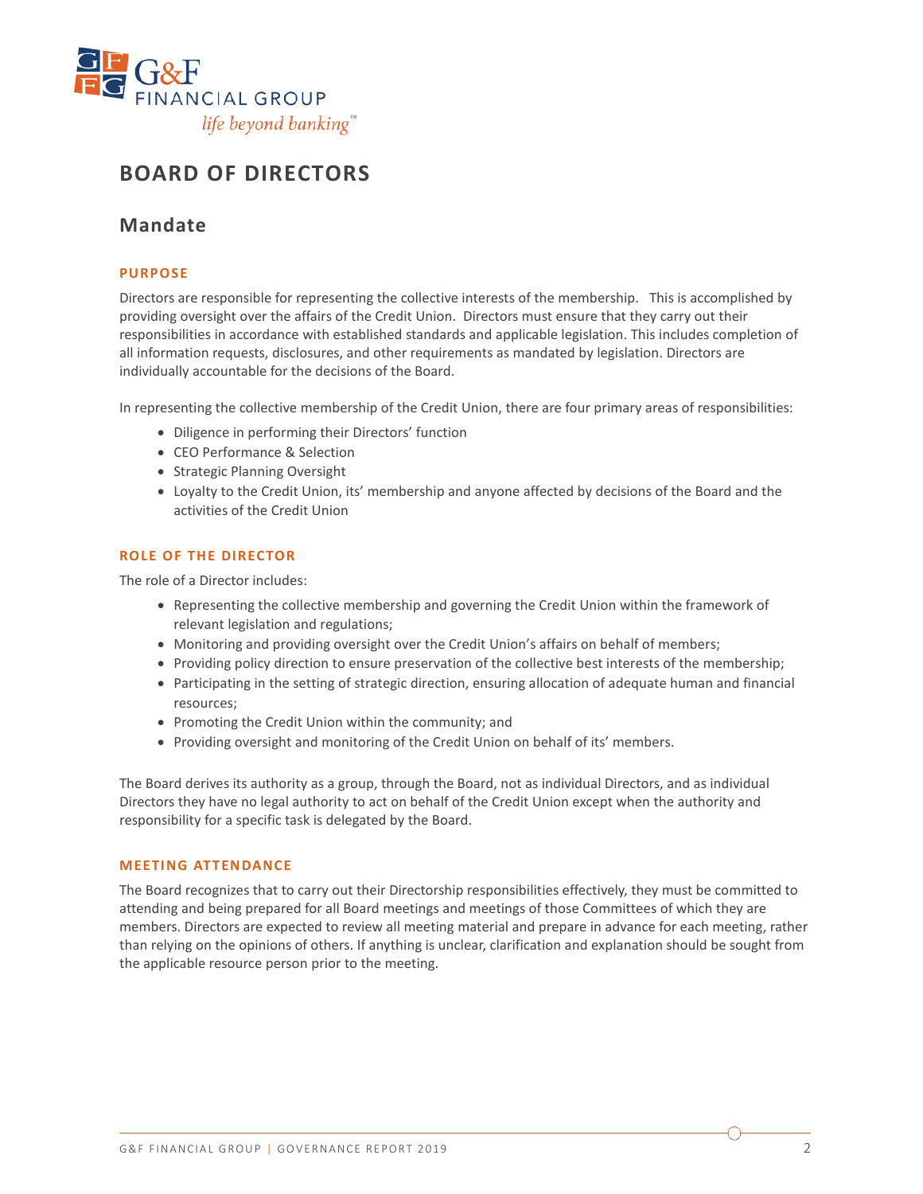# BOARD OF DIRECTORS

## Mandate

### PURPOSE

Directors are responsible for representing the collective interests of the membership. This is accomplished by providing oversight over the affairs of the Credit Union. Directors must ensure that they carry out their responsibilities in accordance with established standards and applicable legislation. This includes completion of all information requests, disclosures, and other requirements as mandated by legislation. Directors are individually accountable for the decisions of the Board.

In representing the collective membership of the Credit Union, there are four primary areas of responsibilities:

- Diligence in performing their Directors' function
- CEO Performance & Selection
- Strategic Planning Oversight
- Loyalty to the Credit Union, its' membership and anyone affected by decisions of the Board and the activities of the Credit Union

### ROLE OF THE DIRECTOR

The role of a Director includes:

- Representing the collective membership and governing the Credit Union within the framework of relevant legislation and regulations;
- Monitoring and providing oversight over the Credit Union's affairs on behalf of members;
- Providing policy direction to ensure preservation of the collective best interests of the membership;
- Participating in the setting of strategic direction, ensuring allocation of adequate human and financial resources;
- Promoting the Credit Union within the community; and
- Providing oversight and monitoring of the Credit Union on behalf of its' members.

The Board derives its authority as a group, through the Board, not as individual Directors, and as individual Directors they have no legal authority to act on behalf of the Credit Union except when the authority and responsibility for a specific task is delegated by the Board.

### MEETING ATTENDANCE

The Board recognizes that to carry out their Directorship responsibilities effectively, they must be committed to attending and being prepared for all Board meetings and meetings of those Committees of which they are members. Directors are expected to review all meeting material and prepare in advance for each meeting, rather than relying on the opinions of others. If anything is unclear, clarification and explanation should be sought from the applicable resource person prior to the meeting.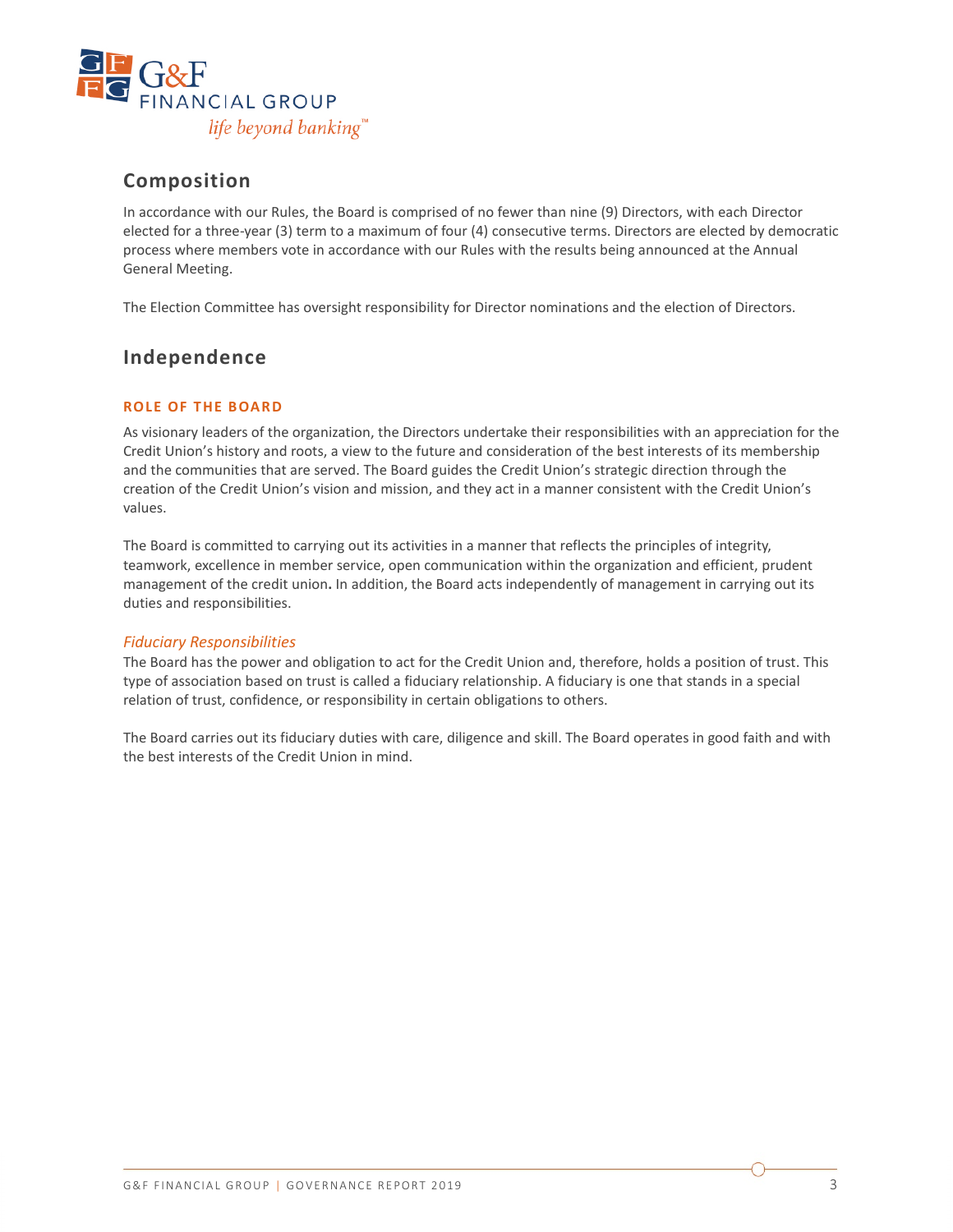## Composition

In accordance with our Rules, the Board is comprised of no fewer than nine (9) Directors, with each Director elected for a three-year (3) term to a maximum of four (4) consecutive terms. Directors are elected by democratic process where members vote in accordance with our Rules with the results being announced at the Annual General Meeting.

The Election Committee has oversight responsibility for Director nominations and the election of Directors.

## Independence

### ROLE OF THE BOARD

As visionary leaders of the organization, the Directors undertake their responsibilities with an appreciation for the Credit Union's history and roots, a view to the future and consideration of the best interests of its membership and the communities that are served. The Board guides the Credit Union's strategic direction through the creation of the Credit Union's vision and mission, and they act in a manner consistent with the Credit Union's values.

The Board is committed to carrying out its activities in a manner that reflects the principles of integrity, teamwork, excellence in member service, open communication within the organization and efficient, prudent management of the credit union**.** In addition, the Board acts independently of management in carrying out its duties and responsibilities.

#### *Fiduciary Responsibilities*

The Board has the power and obligation to act for the Credit Union and, therefore, holds a position of trust. This type of association based on trust is called a fiduciary relationship. A fiduciary is one that stands in a special relation of trust, confidence, or responsibility in certain obligations to others.

The Board carries out its fiduciary duties with care, diligence and skill. The Board operates in good faith and with the best interests of the Credit Union in mind.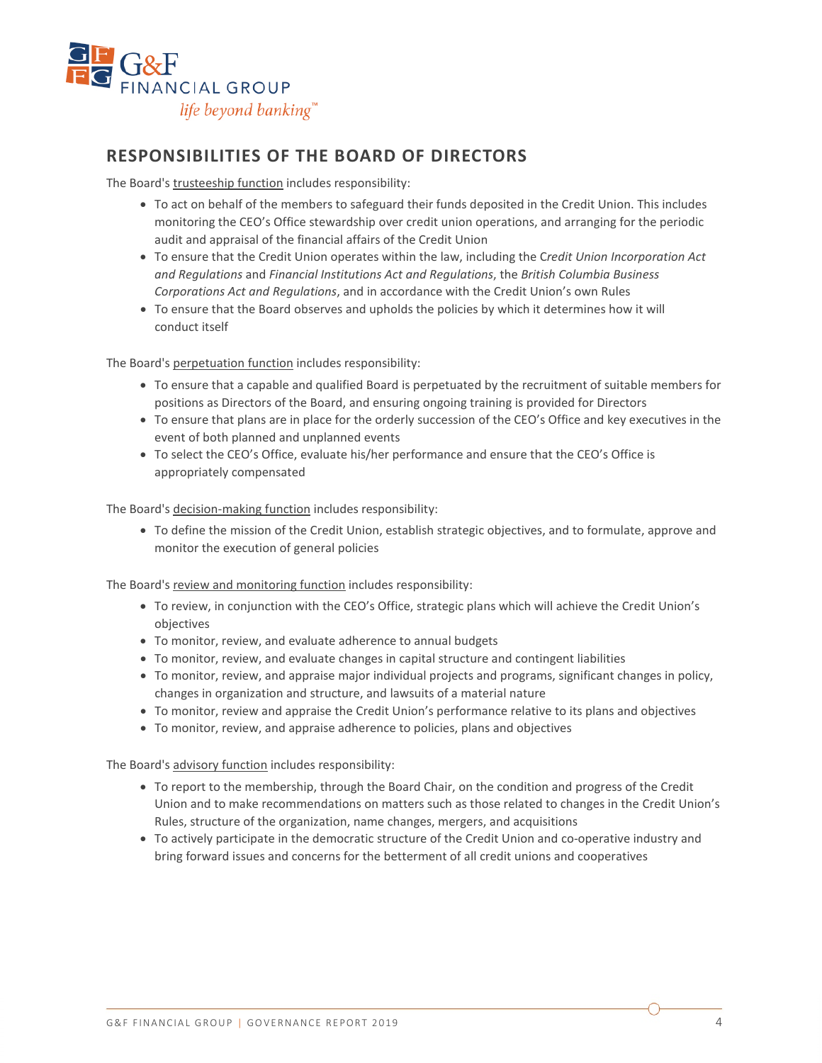## RESPONSIBILITIES OF THE BOARD OF DIRECTORS

The Board's trusteeship function includes responsibility:

- To act on behalf of the members to safeguard their funds deposited in the Credit Union. This includes monitoring the CEO's Office stewardship over credit union operations, and arranging for the periodic audit and appraisal of the financial affairs of the Credit Union
- To ensure that the Credit Union operates within the law, including the *Credit Union Incorporation Act and Regulations* and *Financial Institutions Act and Regulations*, the *British Columbia Business Corporations Act and Regulations*, and in accordance with the Credit Union's own Rules
- To ensure that the Board observes and upholds the policies by which it determines how it will conduct itself

The Board's perpetuation function includes responsibility:

- To ensure that a capable and qualified Board is perpetuated by the recruitment of suitable members for positions as Directors of the Board, and ensuring ongoing training is provided for Directors
- To ensure that plans are in place for the orderly succession of the CEO's Office and key executives in the event of both planned and unplanned events
- To select the CEO's Office, evaluate his/her performance and ensure that the CEO's Office is appropriately compensated

The Board's decision-making function includes responsibility:

- To define the mission of the Credit Union, establish strategic objectives, and to formulate, approve and monitor the execution of general policies

The Board's review and monitoring function includes responsibility:

- To review, in conjunction with the CEO's Office, strategic plans which will achieve the Credit Union's objectives
- To monitor, review, and evaluate adherence to annual budgets
- To monitor, review, and evaluate changes in capital structure and contingent liabilities
- To monitor, review, and appraise major individual projects and programs, significant changes in policy, changes in organization and structure, and lawsuits of a material nature
- To monitor, review and appraise the Credit Union's performance relative to its plans and objectives
- To monitor, review, and appraise adherence to policies, plans and objectives

The Board's advisory function includes responsibility:

- To report to the membership, through the Board Chair, on the condition and progress of the Credit Union and to make recommendations on matters such as those related to changes in the Credit Union's Rules, structure of the organization, name changes, mergers, and acquisitions
- To actively participate in the democratic structure of the Credit Union and co-operative industry and bring forward issues and concerns for the betterment of all credit unions and cooperatives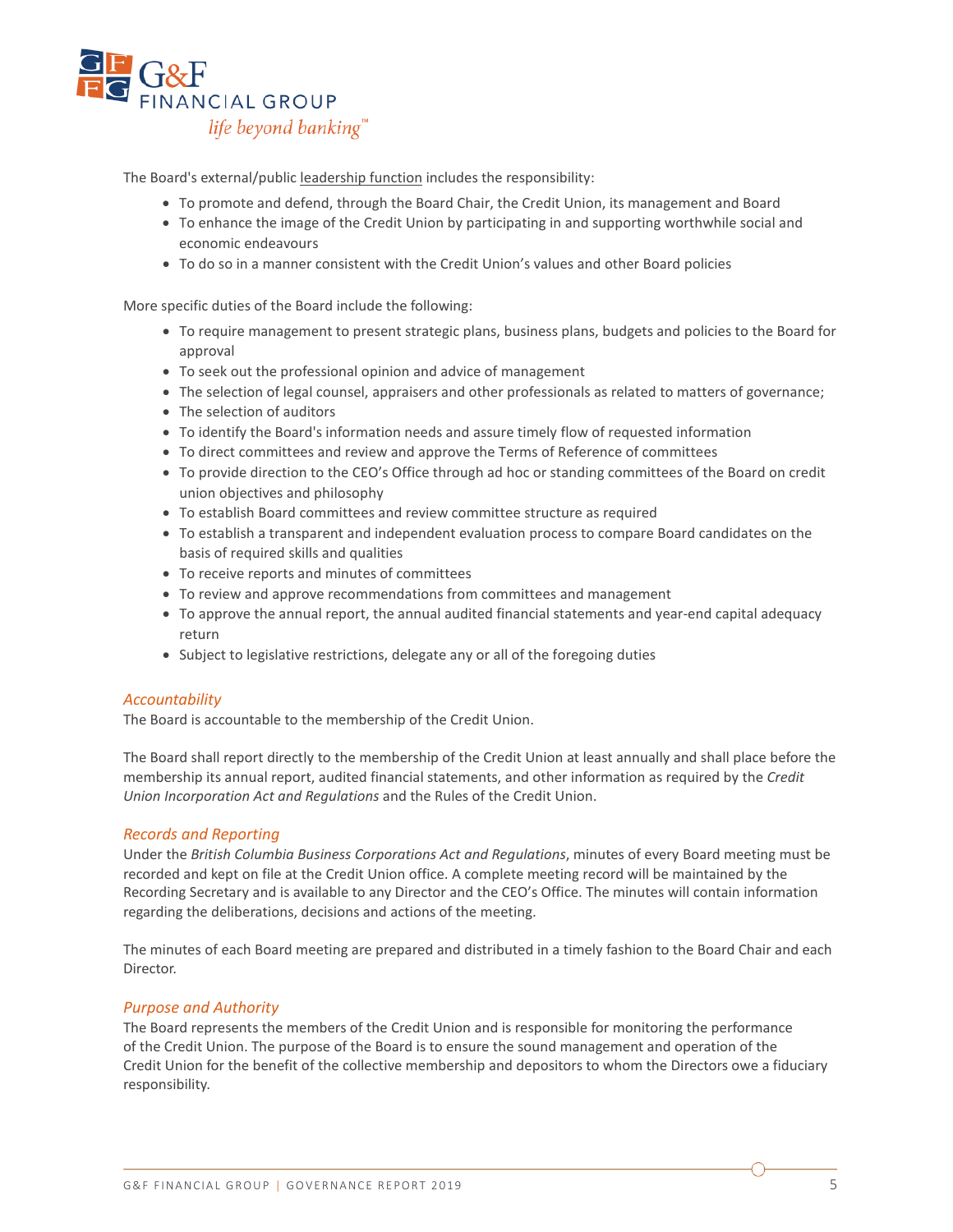The Board's external/public leadership function includes the responsibility:

- To promote and defend, through the Board Chair, the Credit Union, its management and Board
- To enhance the image of the Credit Union by participating in and supporting worthwhile social and economic endeavours
- To do so in a manner consistent with the Credit Union's values and other Board policies

More specific duties of the Board include the following:

- To require management to present strategic plans, business plans, budgets and policies to the Board for approval
- To seek out the professional opinion and advice of management
- The selection of legal counsel, appraisers and other professionals as related to matters of governance;
- The selection of auditors
- To identify the Board's information needs and assure timely flow of requested information
- To direct committees and review and approve the Terms of Reference of committees
- To provide direction to the CEO's Office through ad hoc or standing committees of the Board on credit union objectives and philosophy
- To establish Board committees and review committee structure as required
- To establish a transparent and independent evaluation process to compare Board candidates on the basis of required skills and qualities
- To receive reports and minutes of committees
- To review and approve recommendations from committees and management
- To approve the annual report, the annual audited financial statements and year-end capital adequacy return
- Subject to legislative restrictions, delegate any or all of the foregoing duties

### *Accountability*

The Board is accountable to the membership of the Credit Union.

The Board shall report directly to the membership of the Credit Union at least annually and shall place before the membership its annual report, audited financial statements, and other information as required by the *Credit Union Incorporation Act and Regulations* and the Rules of the Credit Union.

### *Records and Reporting*

Under the *British Columbia Business Corporations Act and Regulations*, minutes of every Board meeting must be recorded and kept on file at the Credit Union office. A complete meeting record will be maintained by the Recording Secretary and is available to any Director and the CEO's Office. The minutes will contain information regarding the deliberations, decisions and actions of the meeting.

The minutes of each Board meeting are prepared and distributed in a timely fashion to the Board Chair and each Director.

### *Purpose and Authority*

The Board represents the members of the Credit Union and is responsible for monitoring the performance of the Credit Union. The purpose of the Board is to ensure the sound management and operation of the Credit Union for the benefit of the collective membership and depositors to whom the Directors owe a fiduciary responsibility.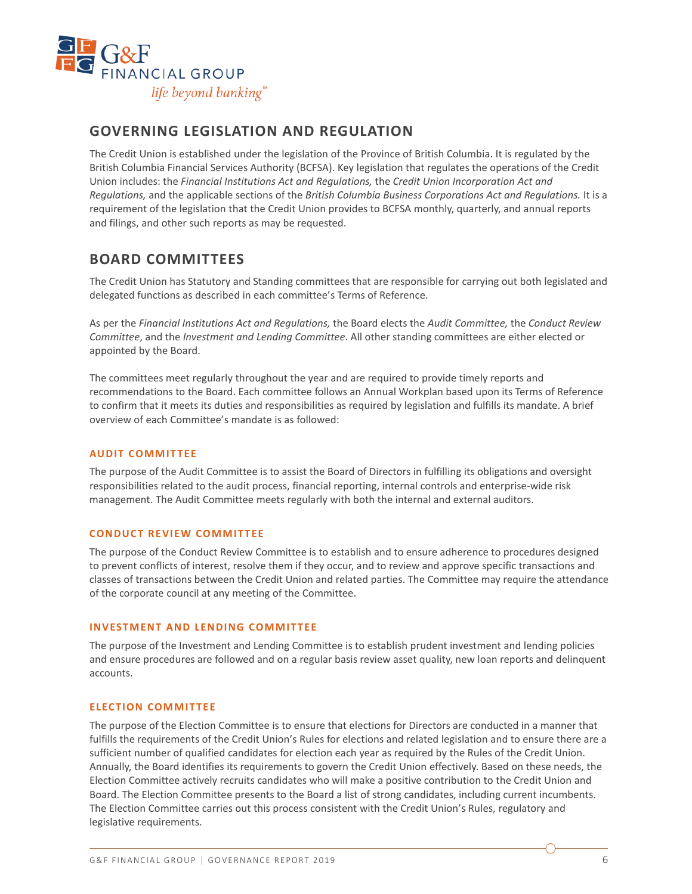## GOVERNING LEGISLATION AND REGULATION

The Credit Union is established under the legislation of the Province of British Columbia. It is regulated by the British Columbia Financial Services Authority (BCFSA). Key legislation that regulates the operations of the Credit Union includes: the *Financial Institutions Act and Regulations,* the *Credit Union Incorporation Act and Regulations,* and the applicable sections of the *British Columbia Business Corporations Act and Regulations.* It is a requirement of the legislation that the Credit Union provides to BCFSA monthly, quarterly, and annual reports and filings, and other such reports as may be requested.

## BOARD COMMITTEES

The Credit Union has Statutory and Standing committees that are responsible for carrying out both legislated and delegated functions as described in each committee's Terms of Reference.

As per the *Financial Institutions Act and Regulations,* the Board elects the *Audit Committee,* the *Conduct Review Committee*, and the *Investment and Lending Committee*. All other standing committees are either elected or appointed by the Board.

The committees meet regularly throughout the year and are required to provide timely reports and recommendations to the Board. Each committee follows an Annual Workplan based upon its Terms of Reference to confirm that it meets its duties and responsibilities as required by legislation and fulfills its mandate. A brief overview of each Committee's mandate is as followed:

### AUDIT COMMITTEE

The purpose of the Audit Committee is to assist the Board of Directors in fulfilling its obligations and oversight responsibilities related to the audit process, financial reporting, internal controls and enterprise-wide risk management. The Audit Committee meets regularly with both the internal and external auditors.

### CONDUCT REVIEW COMMITTEE

The purpose of the Conduct Review Committee is to establish and to ensure adherence to procedures designed to prevent conflicts of interest, resolve them if they occur, and to review and approve specific transactions and classes of transactions between the Credit Union and related parties. The Committee may require the attendance of the corporate council at any meeting of the Committee.

### INVESTMENT AND LENDING COMMITTEE

The purpose of the Investment and Lending Committee is to establish prudent investment and lending policies and ensure procedures are followed and on a regular basis review asset quality, new loan reports and delinquent accounts.

### ELECTION COMMITTEE

The purpose of the Election Committee is to ensure that elections for Directors are conducted in a manner that fulfills the requirements of the Credit Union's Rules for elections and related legislation and to ensure there are a sufficient number of qualified candidates for election each year as required by the Rules of the Credit Union. Annually, the Board identifies its requirements to govern the Credit Union effectively. Based on these needs, the Election Committee actively recruits candidates who will make a positive contribution to the Credit Union and Board. The Election Committee presents to the Board a list of strong candidates, including current incumbents. The Election Committee carries out this process consistent with the Credit Union's Rules, regulatory and legislative requirements.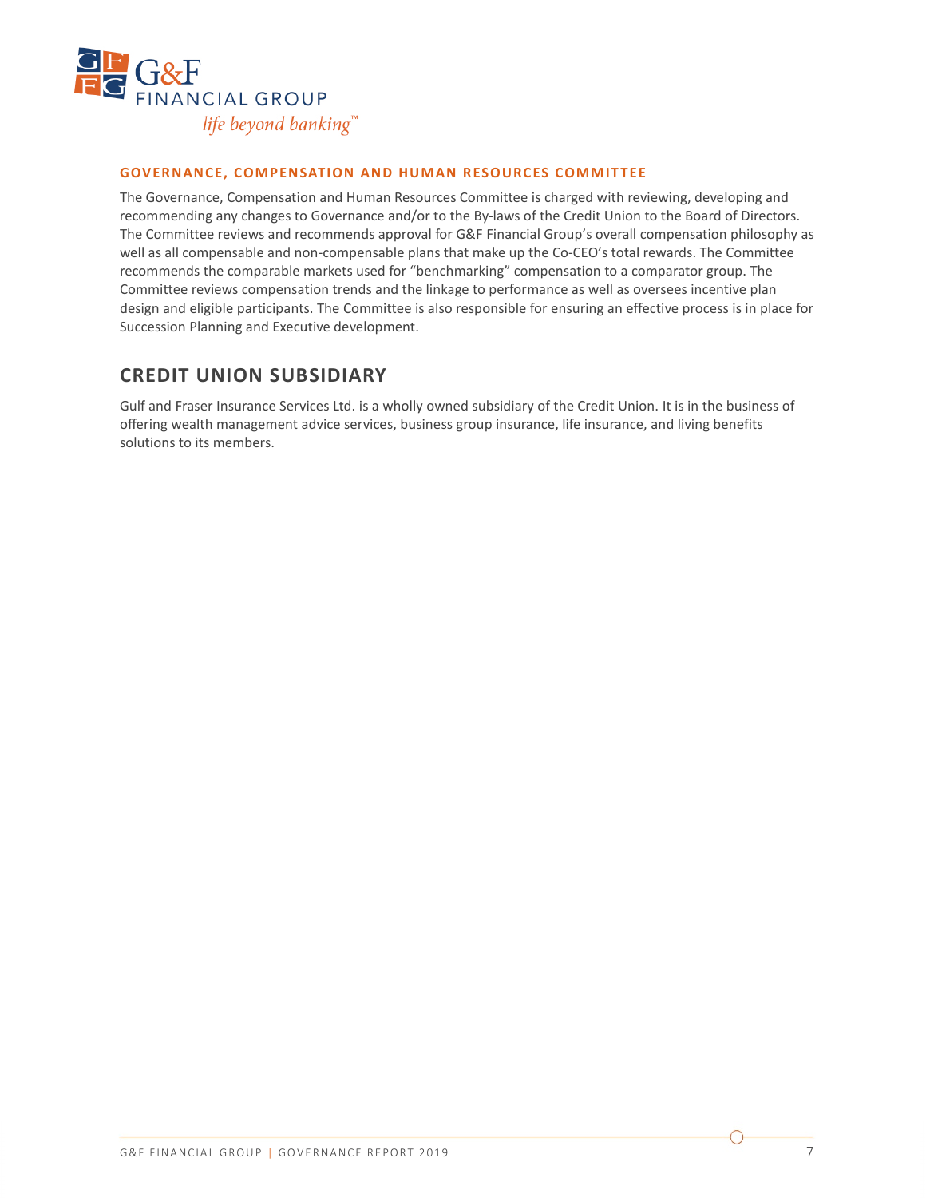### GOVERNANCE, COMPENSATION AND HUMAN RESOURCES COMMITTEE

The Governance, Compensation and Human Resources Committee is charged with reviewing, developing and recommending any changes to Governance and/or to the By-laws of the Credit Union to the Board of Directors. The Committee reviews and recommends approval for G&F Financial Group's overall compensation philosophy as well as all compensable and non-compensable plans that make up the Co-CEO's total rewards. The Committee recommends the comparable markets used for "benchmarking" compensation to a comparator group. The Committee reviews compensation trends and the linkage to performance as well as oversees incentive plan design and eligible participants. The Committee is also responsible for ensuring an effective process is in place for Succession Planning and Executive development.

## CREDIT UNION SUBSIDIARY

Gulf and Fraser Insurance Services Ltd. is a wholly owned subsidiary of the Credit Union. It is in the business of offering wealth management advice services, business group insurance, life insurance, and living benefits solutions to its members.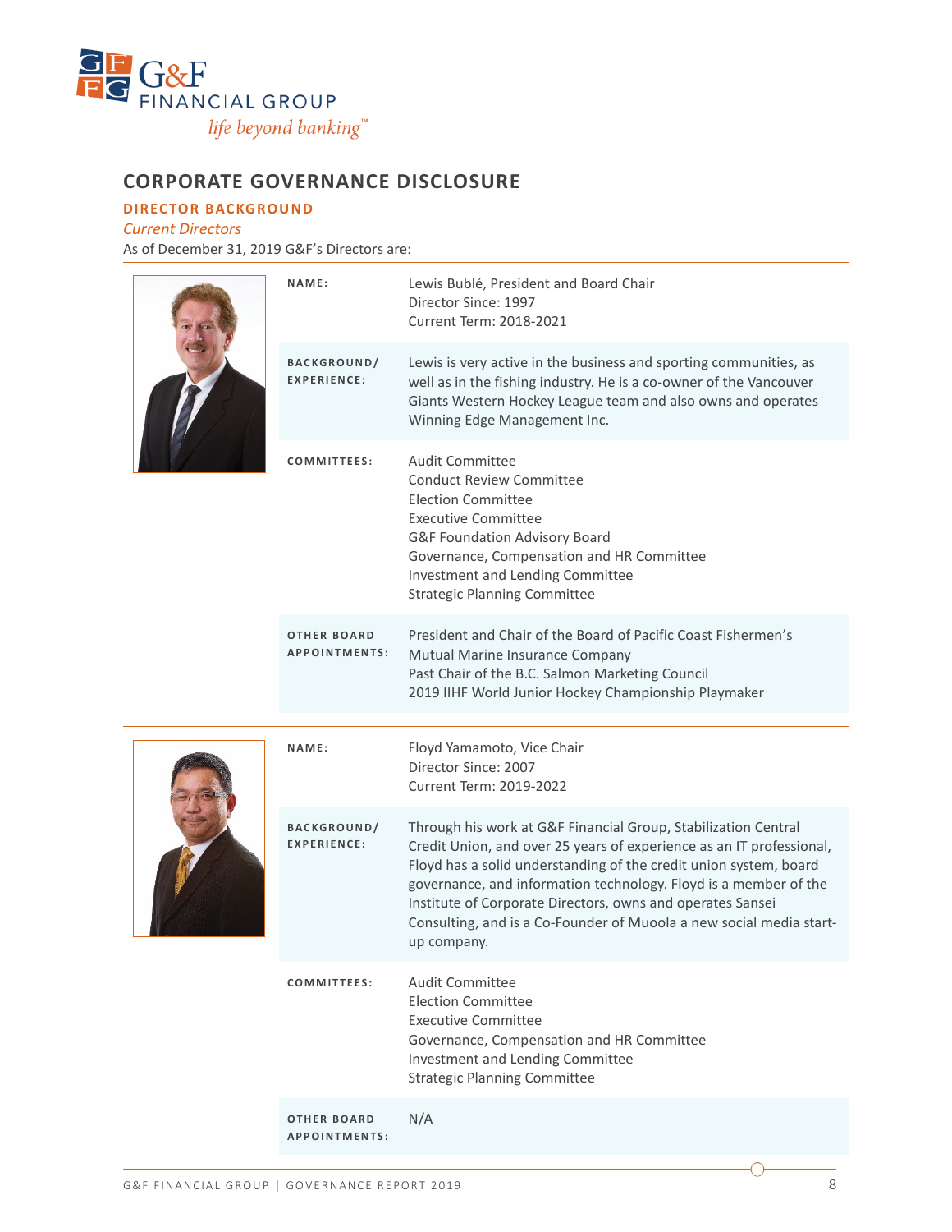# CORPORATE GOVERNANCE DISCLOSURE

## DIRECTOR BACKGROUND

### *Current Directors*

As of December 31, 2019 G&F's Directors are:

| | |
|---|---|
| **NAME:** | Lewis Bublé, President and Board Chair<br>Director Since: 1997<br>Current Term: 2018-2021 |
| **BACKGROUND/ EXPERIENCE:** | Lewis is very active in the business and sporting communities, as well as in the fishing industry. He is a co-owner of the Vancouver Giants Western Hockey League team and also owns and operates Winning Edge Management Inc. |
| **COMMITTEES:** | Audit Committee<br>Conduct Review Committee<br>Election Committee<br>Executive Committee<br>G&F Foundation Advisory Board<br>Governance, Compensation and HR Committee<br>Investment and Lending Committee<br>Strategic Planning Committee |
| **OTHER BOARD APPOINTMENTS:** | President and Chair of the Board of Pacific Coast Fishermen's Mutual Marine Insurance Company<br>Past Chair of the B.C. Salmon Marketing Council<br>2019 IIHF World Junior Hockey Championship Playmaker |

| | |
|---|---|
| **NAME:** | Floyd Yamamoto, Vice Chair<br>Director Since: 2007<br>Current Term: 2019-2022 |
| **BACKGROUND/ EXPERIENCE:** | Through his work at G&F Financial Group, Stabilization Central Credit Union, and over 25 years of experience as an IT professional, Floyd has a solid understanding of the credit union system, board governance, and information technology. Floyd is a member of the Institute of Corporate Directors, owns and operates Sansei Consulting, and is a Co-Founder of Muoola a new social media start-up company. |
| **COMMITTEES:** | Audit Committee<br>Election Committee<br>Executive Committee<br>Governance, Compensation and HR Committee<br>Investment and Lending Committee<br>Strategic Planning Committee |
| **OTHER BOARD APPOINTMENTS:** | N/A |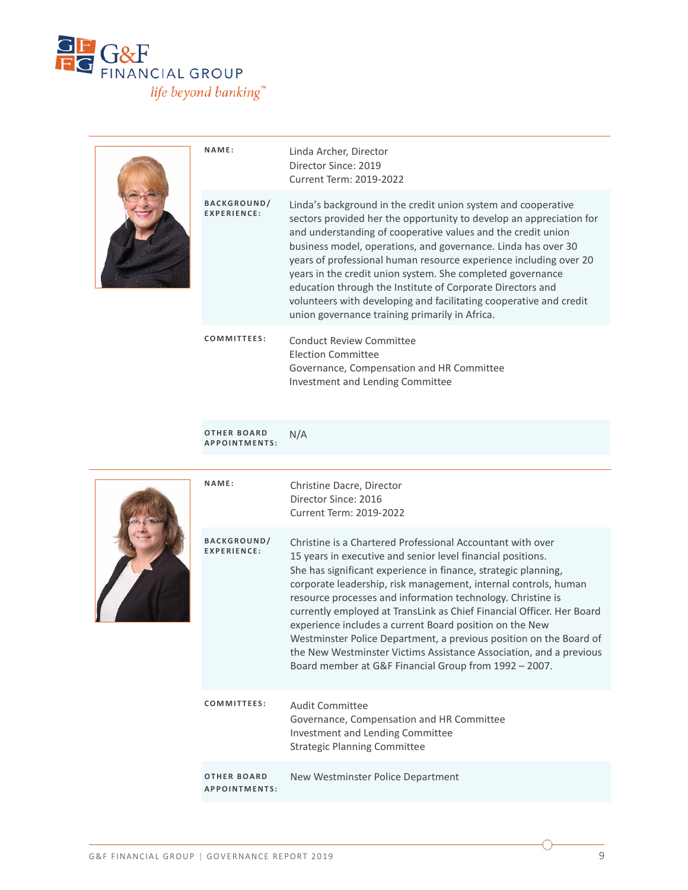| | |
|---|---|
| **NAME:** | Linda Archer, Director<br>Director Since: 2019<br>Current Term: 2019-2022 |
| **BACKGROUND/ EXPERIENCE:** | Linda's background in the credit union system and cooperative sectors provided her the opportunity to develop an appreciation for and understanding of cooperative values and the credit union business model, operations, and governance. Linda has over 30 years of professional human resource experience including over 20 years in the credit union system. She completed governance education through the Institute of Corporate Directors and volunteers with developing and facilitating cooperative and credit union governance training primarily in Africa. |
| **COMMITTEES:** | Conduct Review Committee<br>Election Committee<br>Governance, Compensation and HR Committee<br>Investment and Lending Committee |
| **OTHER BOARD APPOINTMENTS:** | N/A |

| | |
|---|---|
| **NAME:** | Christine Dacre, Director<br>Director Since: 2016<br>Current Term: 2019-2022 |
| **BACKGROUND/ EXPERIENCE:** | Christine is a Chartered Professional Accountant with over 15 years in executive and senior level financial positions. She has significant experience in finance, strategic planning, corporate leadership, risk management, internal controls, human resource processes and information technology. Christine is currently employed at TransLink as Chief Financial Officer. Her Board experience includes a current Board position on the New Westminster Police Department, a previous position on the Board of the New Westminster Victims Assistance Association, and a previous Board member at G&F Financial Group from 1992 – 2007. |
| **COMMITTEES:** | Audit Committee<br>Governance, Compensation and HR Committee<br>Investment and Lending Committee<br>Strategic Planning Committee |
| **OTHER BOARD APPOINTMENTS:** | New Westminster Police Department |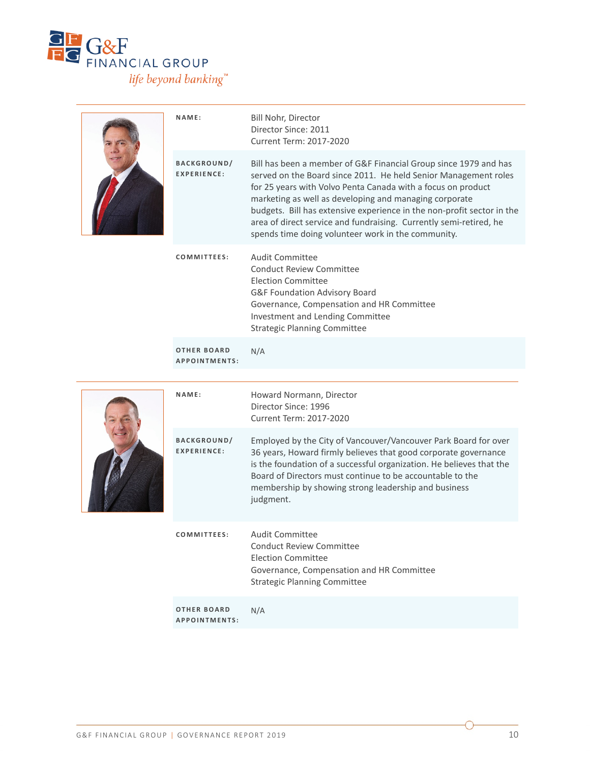| | |
|---|---|
| **NAME:** | Bill Nohr, Director<br>Director Since: 2011<br>Current Term: 2017-2020 |
| **BACKGROUND/ EXPERIENCE:** | Bill has been a member of G&F Financial Group since 1979 and has served on the Board since 2011. He held Senior Management roles for 25 years with Volvo Penta Canada with a focus on product marketing as well as developing and managing corporate budgets. Bill has extensive experience in the non-profit sector in the area of direct service and fundraising. Currently semi-retired, he spends time doing volunteer work in the community. |
| **COMMITTEES:** | Audit Committee<br>Conduct Review Committee<br>Election Committee<br>G&F Foundation Advisory Board<br>Governance, Compensation and HR Committee<br>Investment and Lending Committee<br>Strategic Planning Committee |
| **OTHER BOARD APPOINTMENTS:** | N/A |

| | |
|---|---|
| **NAME:** | Howard Normann, Director<br>Director Since: 1996<br>Current Term: 2017-2020 |
| **BACKGROUND/ EXPERIENCE:** | Employed by the City of Vancouver/Vancouver Park Board for over 36 years, Howard firmly believes that good corporate governance is the foundation of a successful organization. He believes that the Board of Directors must continue to be accountable to the membership by showing strong leadership and business judgment. |
| **COMMITTEES:** | Audit Committee<br>Conduct Review Committee<br>Election Committee<br>Governance, Compensation and HR Committee<br>Strategic Planning Committee |
| **OTHER BOARD APPOINTMENTS:** | N/A |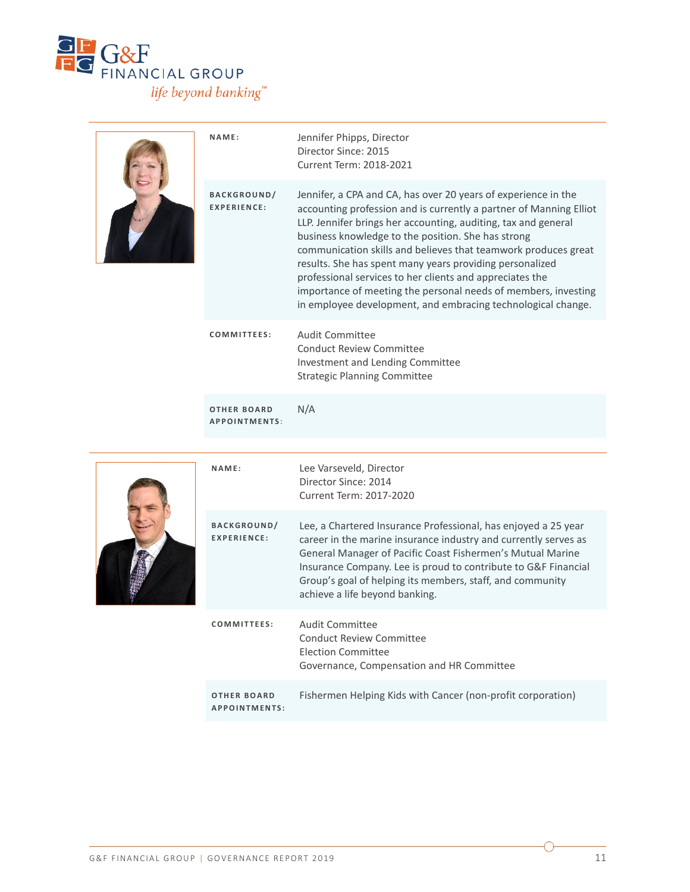| | |
|---|---|
| **NAME:** | Jennifer Phipps, Director<br>Director Since: 2015<br>Current Term: 2018-2021 |
| **BACKGROUND/ EXPERIENCE:** | Jennifer, a CPA and CA, has over 20 years of experience in the accounting profession and is currently a partner of Manning Elliot LLP. Jennifer brings her accounting, auditing, tax and general business knowledge to the position. She has strong communication skills and believes that teamwork produces great results. She has spent many years providing personalized professional services to her clients and appreciates the importance of meeting the personal needs of members, investing in employee development, and embracing technological change. |
| **COMMITTEES:** | Audit Committee<br>Conduct Review Committee<br>Investment and Lending Committee<br>Strategic Planning Committee |
| **OTHER BOARD APPOINTMENTS:** | N/A |

| | |
|---|---|
| **NAME:** | Lee Varseveld, Director<br>Director Since: 2014<br>Current Term: 2017-2020 |
| **BACKGROUND/ EXPERIENCE:** | Lee, a Chartered Insurance Professional, has enjoyed a 25 year career in the marine insurance industry and currently serves as General Manager of Pacific Coast Fishermen's Mutual Marine Insurance Company. Lee is proud to contribute to G&F Financial Group's goal of helping its members, staff, and community achieve a life beyond banking. |
| **COMMITTEES:** | Audit Committee<br>Conduct Review Committee<br>Election Committee<br>Governance, Compensation and HR Committee |
| **OTHER BOARD APPOINTMENTS:** | Fishermen Helping Kids with Cancer (non-profit corporation) |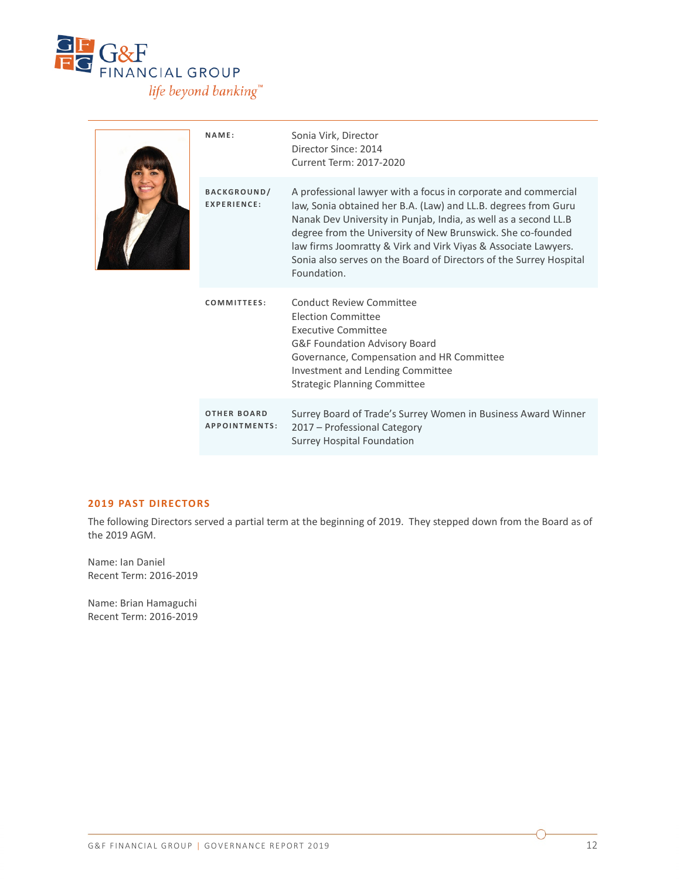| NAME: | Sonia Virk, Director<br>Director Since: 2014<br>Current Term: 2017-2020 |
|---|---|
| BACKGROUND/ EXPERIENCE: | A professional lawyer with a focus in corporate and commercial law, Sonia obtained her B.A. (Law) and LL.B. degrees from Guru Nanak Dev University in Punjab, India, as well as a second LL.B degree from the University of New Brunswick. She co-founded law firms Joomratty & Virk and Virk Viyas & Associate Lawyers. Sonia also serves on the Board of Directors of the Surrey Hospital Foundation. |
| COMMITTEES: | Conduct Review Committee<br>Election Committee<br>Executive Committee<br>G&F Foundation Advisory Board<br>Governance, Compensation and HR Committee<br>Investment and Lending Committee<br>Strategic Planning Committee |
| OTHER BOARD APPOINTMENTS: | Surrey Board of Trade's Surrey Women in Business Award Winner 2017 – Professional Category<br>Surrey Hospital Foundation |

## 2019 PAST DIRECTORS

The following Directors served a partial term at the beginning of 2019. They stepped down from the Board as of the 2019 AGM.

Name: Ian Daniel
Recent Term: 2016-2019

Name: Brian Hamaguchi
Recent Term: 2016-2019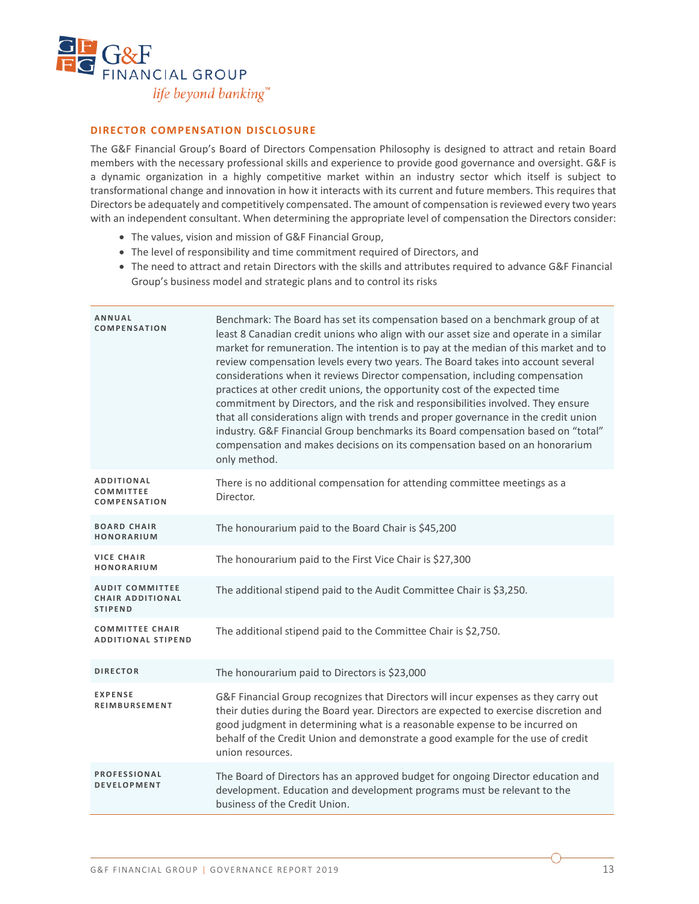## DIRECTOR COMPENSATION DISCLOSURE

The G&F Financial Group's Board of Directors Compensation Philosophy is designed to attract and retain Board members with the necessary professional skills and experience to provide good governance and oversight. G&F is a dynamic organization in a highly competitive market within an industry sector which itself is subject to transformational change and innovation in how it interacts with its current and future members. This requires that Directors be adequately and competitively compensated. The amount of compensation is reviewed every two years with an independent consultant. When determining the appropriate level of compensation the Directors consider:

- The values, vision and mission of G&F Financial Group,
- The level of responsibility and time commitment required of Directors, and
- The need to attract and retain Directors with the skills and attributes required to advance G&F Financial Group's business model and strategic plans and to control its risks

| | |
|---|---|
| **ANNUAL COMPENSATION** | Benchmark: The Board has set its compensation based on a benchmark group of at least 8 Canadian credit unions who align with our asset size and operate in a similar market for remuneration. The intention is to pay at the median of this market and to review compensation levels every two years. The Board takes into account several considerations when it reviews Director compensation, including compensation practices at other credit unions, the opportunity cost of the expected time commitment by Directors, and the risk and responsibilities involved. They ensure that all considerations align with trends and proper governance in the credit union industry. G&F Financial Group benchmarks its Board compensation based on "total" compensation and makes decisions on its compensation based on an honorarium only method. |
| **ADDITIONAL COMMITTEE COMPENSATION** | There is no additional compensation for attending committee meetings as a Director. |
| **BOARD CHAIR HONORARIUM** | The honourarium paid to the Board Chair is $45,200 |
| **VICE CHAIR HONORARIUM** | The honourarium paid to the First Vice Chair is $27,300 |
| **AUDIT COMMITTEE CHAIR ADDITIONAL STIPEND** | The additional stipend paid to the Audit Committee Chair is $3,250. |
| **COMMITTEE CHAIR ADDITIONAL STIPEND** | The additional stipend paid to the Committee Chair is $2,750. |
| **DIRECTOR** | The honourarium paid to Directors is $23,000 |
| **EXPENSE REIMBURSEMENT** | G&F Financial Group recognizes that Directors will incur expenses as they carry out their duties during the Board year. Directors are expected to exercise discretion and good judgment in determining what is a reasonable expense to be incurred on behalf of the Credit Union and demonstrate a good example for the use of credit union resources. |
| **PROFESSIONAL DEVELOPMENT** | The Board of Directors has an approved budget for ongoing Director education and development. Education and development programs must be relevant to the business of the Credit Union. |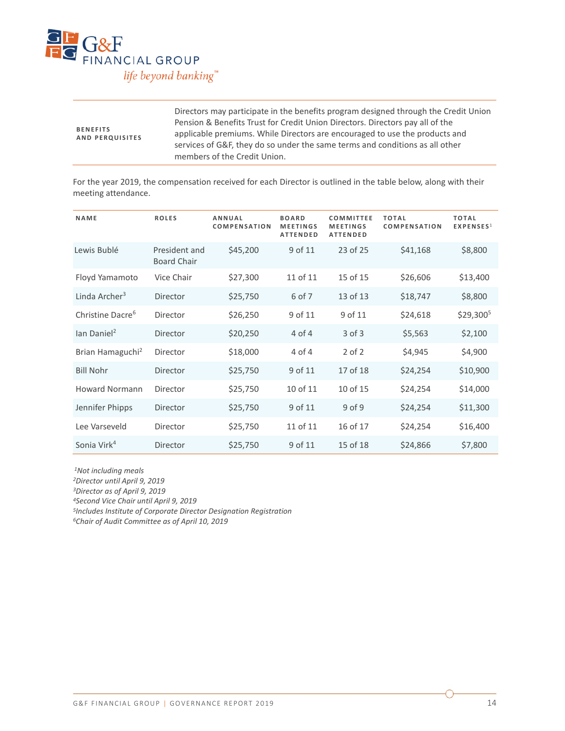| **BENEFITS AND PERQUISITES** | Directors may participate in the benefits program designed through the Credit Union Pension & Benefits Trust for Credit Union Directors. Directors pay all of the applicable premiums. While Directors are encouraged to use the products and services of G&F, they do so under the same terms and conditions as all other members of the Credit Union. |
|---|---|

For the year 2019, the compensation received for each Director is outlined in the table below, along with their meeting attendance.

| NAME | ROLES | ANNUAL COMPENSATION | BOARD MEETINGS ATTENDED | COMMITTEE MEETINGS ATTENDED | TOTAL COMPENSATION | TOTAL EXPENSES[1] |
|---|---|---|---|---|---|---|
| Lewis Bublé | President and Board Chair | $45,200 | 9 of 11 | 23 of 25 | $41,168 | $8,800 |
| Floyd Yamamoto | Vice Chair | $27,300 | 11 of 11 | 15 of 15 | $26,606 | $13,400 |
| Linda Archer[3] | Director | $25,750 | 6 of 7 | 13 of 13 | $18,747 | $8,800 |
| Christine Dacre[6] | Director | $26,250 | 9 of 11 | 9 of 11 | $24,618 | $29,300[5] |
| Ian Daniel[2] | Director | $20,250 | 4 of 4 | 3 of 3 | $5,563 | $2,100 |
| Brian Hamaguchi[2] | Director | $18,000 | 4 of 4 | 2 of 2 | $4,945 | $4,900 |
| Bill Nohr | Director | $25,750 | 9 of 11 | 17 of 18 | $24,254 | $10,900 |
| Howard Normann | Director | $25,750 | 10 of 11 | 10 of 15 | $24,254 | $14,000 |
| Jennifer Phipps | Director | $25,750 | 9 of 11 | 9 of 9 | $24,254 | $11,300 |
| Lee Varseveld | Director | $25,750 | 11 of 11 | 16 of 17 | $24,254 | $16,400 |
| Sonia Virk[4] | Director | $25,750 | 9 of 11 | 15 of 18 | $24,866 | $7,800 |

*[1]Not including meals*
*[2]Director until April 9, 2019*
*[3]Director as of April 9, 2019*
*[4]Second Vice Chair until April 9, 2019*
*[5]Includes Institute of Corporate Director Designation Registration*
*[6]Chair of Audit Committee as of April 10, 2019*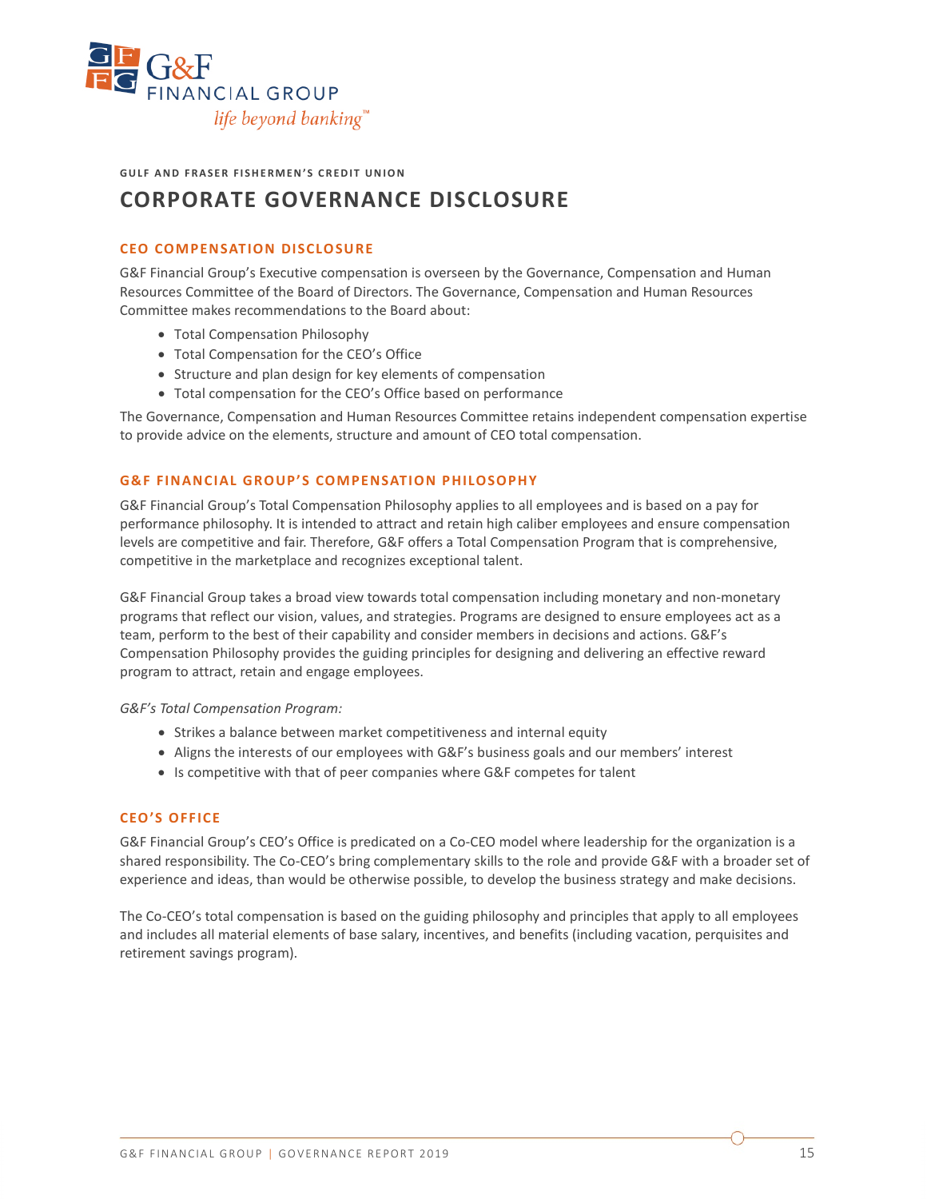GULF AND FRASER FISHERMEN'S CREDIT UNION

# CORPORATE GOVERNANCE DISCLOSURE

## CEO COMPENSATION DISCLOSURE

G&F Financial Group's Executive compensation is overseen by the Governance, Compensation and Human Resources Committee of the Board of Directors. The Governance, Compensation and Human Resources Committee makes recommendations to the Board about:

- Total Compensation Philosophy
- Total Compensation for the CEO's Office
- Structure and plan design for key elements of compensation
- Total compensation for the CEO's Office based on performance

The Governance, Compensation and Human Resources Committee retains independent compensation expertise to provide advice on the elements, structure and amount of CEO total compensation.

## G&F FINANCIAL GROUP'S COMPENSATION PHILOSOPHY

G&F Financial Group's Total Compensation Philosophy applies to all employees and is based on a pay for performance philosophy. It is intended to attract and retain high caliber employees and ensure compensation levels are competitive and fair. Therefore, G&F offers a Total Compensation Program that is comprehensive, competitive in the marketplace and recognizes exceptional talent.

G&F Financial Group takes a broad view towards total compensation including monetary and non-monetary programs that reflect our vision, values, and strategies. Programs are designed to ensure employees act as a team, perform to the best of their capability and consider members in decisions and actions. G&F's Compensation Philosophy provides the guiding principles for designing and delivering an effective reward program to attract, retain and engage employees.

*G&F's Total Compensation Program:*

- Strikes a balance between market competitiveness and internal equity
- Aligns the interests of our employees with G&F's business goals and our members' interest
- Is competitive with that of peer companies where G&F competes for talent

## CEO'S OFFICE

G&F Financial Group's CEO's Office is predicated on a Co-CEO model where leadership for the organization is a shared responsibility. The Co-CEO's bring complementary skills to the role and provide G&F with a broader set of experience and ideas, than would be otherwise possible, to develop the business strategy and make decisions.

The Co-CEO's total compensation is based on the guiding philosophy and principles that apply to all employees and includes all material elements of base salary, incentives, and benefits (including vacation, perquisites and retirement savings program).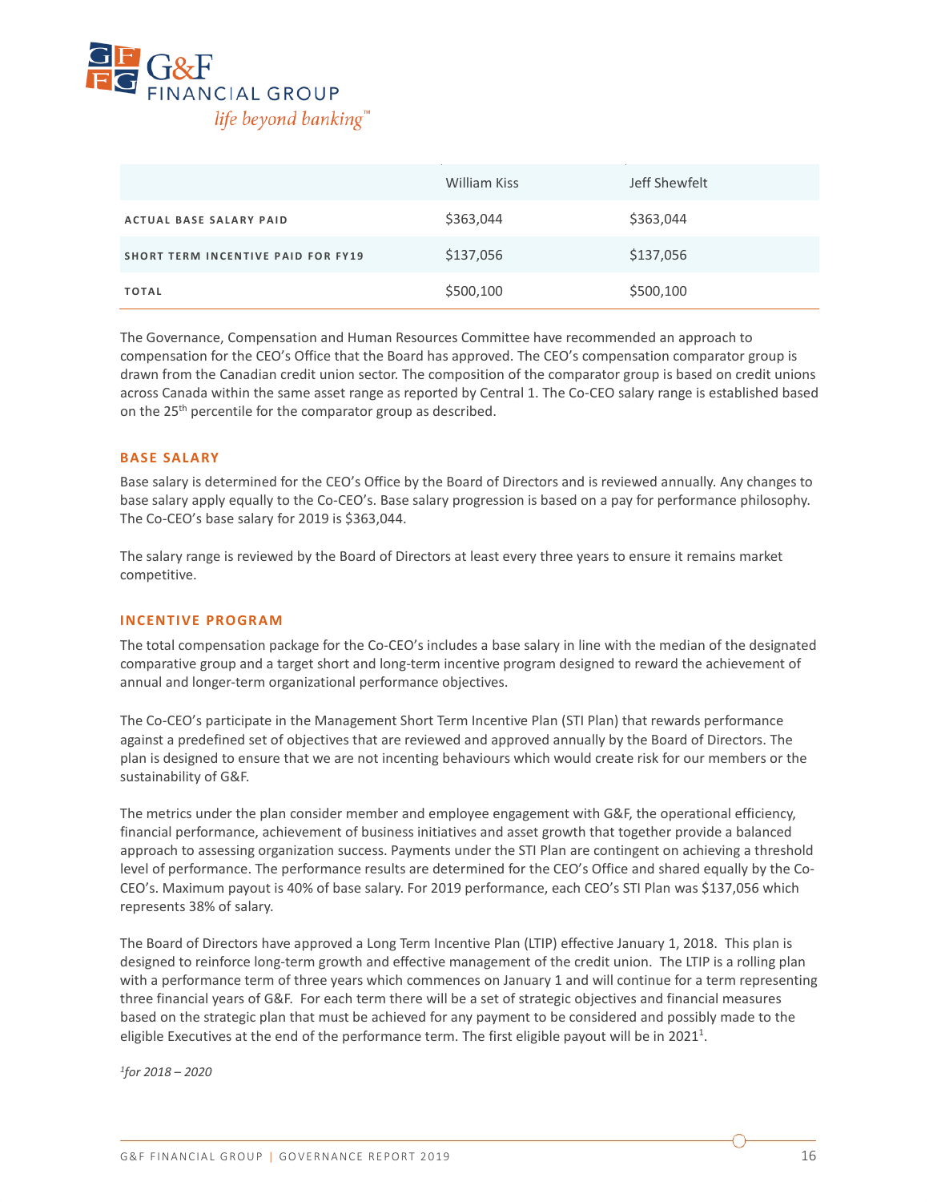| | William Kiss | Jeff Shewfelt |
|---|---|---|
| ACTUAL BASE SALARY PAID | $363,044 | $363,044 |
| SHORT TERM INCENTIVE PAID FOR FY19 | $137,056 | $137,056 |
| TOTAL | $500,100 | $500,100 |

The Governance, Compensation and Human Resources Committee have recommended an approach to compensation for the CEO's Office that the Board has approved. The CEO's compensation comparator group is drawn from the Canadian credit union sector. The composition of the comparator group is based on credit unions across Canada within the same asset range as reported by Central 1. The Co-CEO salary range is established based on the 25th percentile for the comparator group as described.

## BASE SALARY

Base salary is determined for the CEO's Office by the Board of Directors and is reviewed annually. Any changes to base salary apply equally to the Co-CEO's. Base salary progression is based on a pay for performance philosophy. The Co-CEO's base salary for 2019 is $363,044.

The salary range is reviewed by the Board of Directors at least every three years to ensure it remains market competitive.

## INCENTIVE PROGRAM

The total compensation package for the Co-CEO's includes a base salary in line with the median of the designated comparative group and a target short and long-term incentive program designed to reward the achievement of annual and longer-term organizational performance objectives.

The Co-CEO's participate in the Management Short Term Incentive Plan (STI Plan) that rewards performance against a predefined set of objectives that are reviewed and approved annually by the Board of Directors. The plan is designed to ensure that we are not incenting behaviours which would create risk for our members or the sustainability of G&F.

The metrics under the plan consider member and employee engagement with G&F, the operational efficiency, financial performance, achievement of business initiatives and asset growth that together provide a balanced approach to assessing organization success. Payments under the STI Plan are contingent on achieving a threshold level of performance. The performance results are determined for the CEO's Office and shared equally by the Co-CEO's. Maximum payout is 40% of base salary. For 2019 performance, each CEO's STI Plan was $137,056 which represents 38% of salary.

The Board of Directors have approved a Long Term Incentive Plan (LTIP) effective January 1, 2018. This plan is designed to reinforce long-term growth and effective management of the credit union. The LTIP is a rolling plan with a performance term of three years which commences on January 1 and will continue for a term representing three financial years of G&F. For each term there will be a set of strategic objectives and financial measures based on the strategic plan that must be achieved for any payment to be considered and possibly made to the eligible Executives at the end of the performance term. The first eligible payout will be in 2021[1].

*[1]for 2018 – 2020*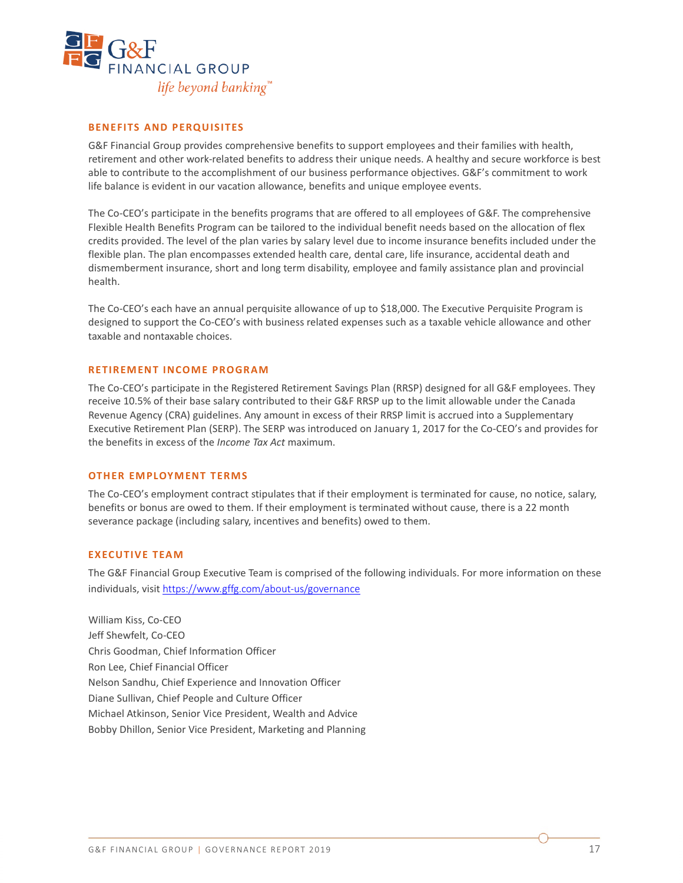## BENEFITS AND PERQUISITES

G&F Financial Group provides comprehensive benefits to support employees and their families with health, retirement and other work-related benefits to address their unique needs. A healthy and secure workforce is best able to contribute to the accomplishment of our business performance objectives. G&F's commitment to work life balance is evident in our vacation allowance, benefits and unique employee events.

The Co-CEO's participate in the benefits programs that are offered to all employees of G&F. The comprehensive Flexible Health Benefits Program can be tailored to the individual benefit needs based on the allocation of flex credits provided. The level of the plan varies by salary level due to income insurance benefits included under the flexible plan. The plan encompasses extended health care, dental care, life insurance, accidental death and dismemberment insurance, short and long term disability, employee and family assistance plan and provincial health.

The Co-CEO's each have an annual perquisite allowance of up to $18,000. The Executive Perquisite Program is designed to support the Co-CEO's with business related expenses such as a taxable vehicle allowance and other taxable and nontaxable choices.

## RETIREMENT INCOME PROGRAM

The Co-CEO's participate in the Registered Retirement Savings Plan (RRSP) designed for all G&F employees. They receive 10.5% of their base salary contributed to their G&F RRSP up to the limit allowable under the Canada Revenue Agency (CRA) guidelines. Any amount in excess of their RRSP limit is accrued into a Supplementary Executive Retirement Plan (SERP). The SERP was introduced on January 1, 2017 for the Co-CEO's and provides for the benefits in excess of the *Income Tax Act* maximum.

## OTHER EMPLOYMENT TERMS

The Co-CEO's employment contract stipulates that if their employment is terminated for cause, no notice, salary, benefits or bonus are owed to them. If their employment is terminated without cause, there is a 22 month severance package (including salary, incentives and benefits) owed to them.

## EXECUTIVE TEAM

The G&F Financial Group Executive Team is comprised of the following individuals. For more information on these individuals, visit https://www.gffg.com/about-us/governance

William Kiss, Co-CEO
Jeff Shewfelt, Co-CEO
Chris Goodman, Chief Information Officer
Ron Lee, Chief Financial Officer
Nelson Sandhu, Chief Experience and Innovation Officer
Diane Sullivan, Chief People and Culture Officer
Michael Atkinson, Senior Vice President, Wealth and Advice
Bobby Dhillon, Senior Vice President, Marketing and Planning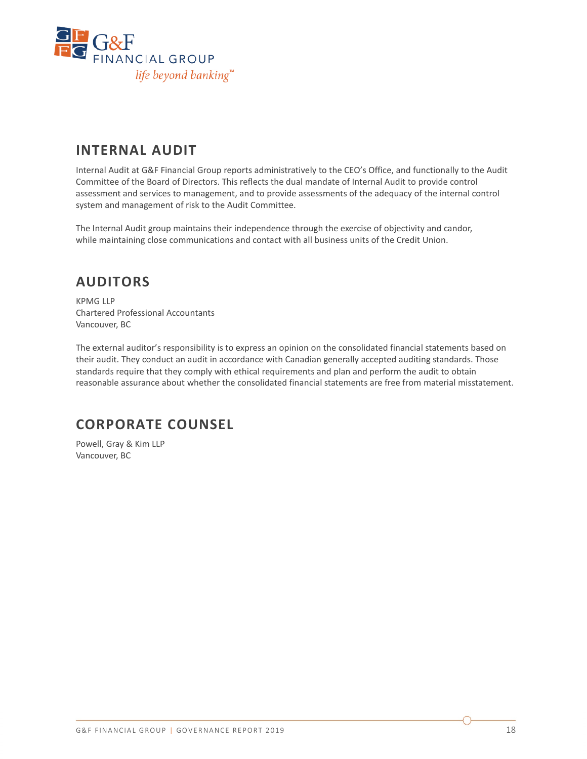## INTERNAL AUDIT

Internal Audit at G&F Financial Group reports administratively to the CEO's Office, and functionally to the Audit Committee of the Board of Directors. This reflects the dual mandate of Internal Audit to provide control assessment and services to management, and to provide assessments of the adequacy of the internal control system and management of risk to the Audit Committee.

The Internal Audit group maintains their independence through the exercise of objectivity and candor, while maintaining close communications and contact with all business units of the Credit Union.

## AUDITORS

KPMG LLP
Chartered Professional Accountants
Vancouver, BC

The external auditor's responsibility is to express an opinion on the consolidated financial statements based on their audit. They conduct an audit in accordance with Canadian generally accepted auditing standards. Those standards require that they comply with ethical requirements and plan and perform the audit to obtain reasonable assurance about whether the consolidated financial statements are free from material misstatement.

## CORPORATE COUNSEL

Powell, Gray & Kim LLP
Vancouver, BC